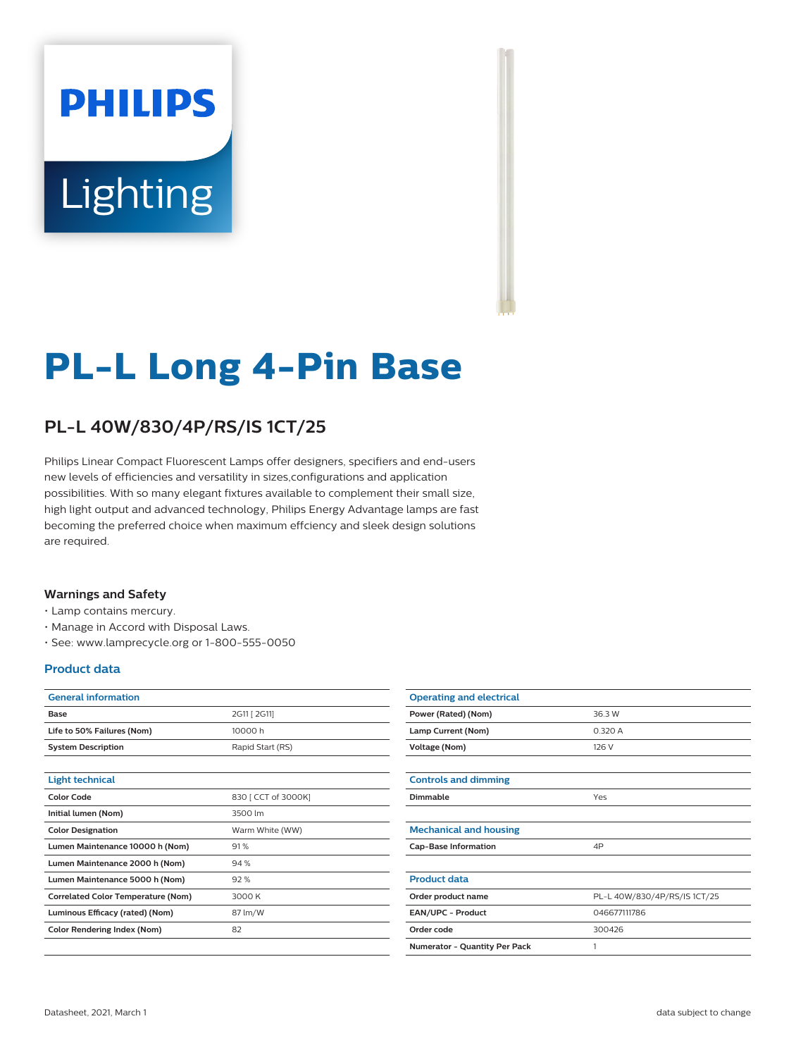# PL-L Long 4-Pin Base

## PL-L 40W/830/4P/RS/IS 1CT/25

Philips Linear Compact Fluorescent Lamps offer designers, specifiers and end-users new levels of efficiencies and versatility in sizes,configurations and application possibilities. With so many elegant fixtures available to complement their small size, high light output and advanced technology, Philips Energy Advantage lamps are fast becoming the preferred choice when maximum effciency and sleek design solutions are required.

### Warnings and Safety

- Lamp contains mercury.
- Manage in Accord with Disposal Laws.
- See: www.lamprecycle.org or 1-800-555-0050

### Product data

| General information | |
|---|---|
| **Base** | 2G11 [ 2G11] |
| **Life to 50% Failures (Nom)** | 10000 h |
| **System Description** | Rapid Start (RS) |

| Light technical | |
|---|---|
| **Color Code** | 830 [ CCT of 3000K] |
| **Initial lumen (Nom)** | 3500 lm |
| **Color Designation** | Warm White (WW) |
| **Lumen Maintenance 10000 h (Nom)** | 91 % |
| **Lumen Maintenance 2000 h (Nom)** | 94 % |
| **Lumen Maintenance 5000 h (Nom)** | 92 % |
| **Correlated Color Temperature (Nom)** | 3000 K |
| **Luminous Efficacy (rated) (Nom)** | 87 lm/W |
| **Color Rendering Index (Nom)** | 82 |

| Operating and electrical | |
|---|---|
| **Power (Rated) (Nom)** | 36.3 W |
| **Lamp Current (Nom)** | 0.320 A |
| **Voltage (Nom)** | 126 V |

| Controls and dimming | |
|---|---|
| **Dimmable** | Yes |

| Mechanical and housing | |
|---|---|
| **Cap-Base Information** | 4P |

| Product data | |
|---|---|
| **Order product name** | PL-L 40W/830/4P/RS/IS 1CT/25 |
| **EAN/UPC - Product** | 046677111786 |
| **Order code** | 300426 |
| **Numerator - Quantity Per Pack** | 1 |

Datasheet, 2021, March 1

data subject to change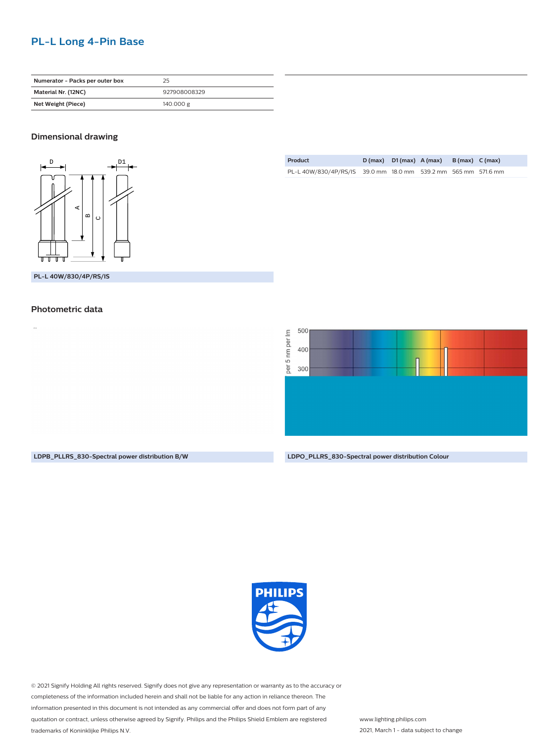## PL-L Long 4-Pin Base

| | |
|---|---|
| Numerator - Packs per outer box | 25 |
| Material Nr. (12NC) | 927908008329 |
| Net Weight (Piece) | 140.000 g |

### Dimensional drawing

D

D1

A

B

C

PL-L 40W/830/4P/RS/IS

| Product | D (max) | D1 (max) | A (max) | B (max) | C (max) |
|---|---|---|---|---|---|
| PL-L 40W/830/4P/RS/IS | 39.0 mm | 18.0 mm | 539.2 mm | 565 mm | 571.6 mm |

### Photometric data

LDPB_PLLRS_830-Spectral power distribution B/W

per 5 nm per lm

500

400

300

LDPO_PLLRS_830-Spectral power distribution Colour

© 2021 Signify Holding All rights reserved. Signify does not give any representation or warranty as to the accuracy or completeness of the information included herein and shall not be liable for any action in reliance thereon. The information presented in this document is not intended as any commercial offer and does not form part of any quotation or contract, unless otherwise agreed by Signify. Philips and the Philips Shield Emblem are registered trademarks of Koninklijke Philips N.V.

www.lighting.philips.com

2021, March 1 - data subject to change